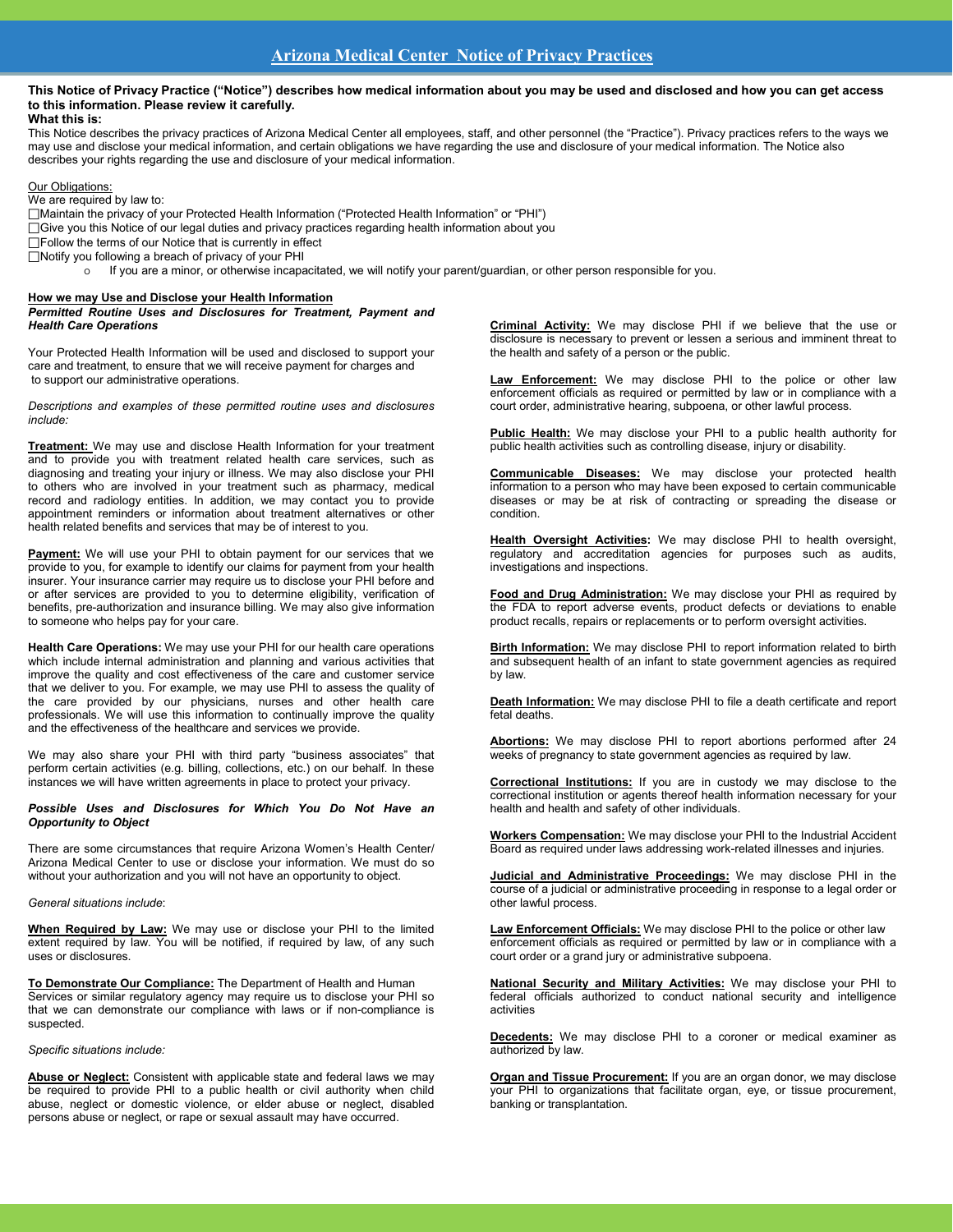# Arizona Medical Center Notice of Privacy Practices

**This Notice of Privacy Practice ("Notice") describes how medical information about you may be used and disclosed and how you can get access to this information. Please review it carefully.**

**What this is:**

This Notice describes the privacy practices of Arizona Medical Center all employees, staff, and other personnel (the "Practice"). Privacy practices refers to the ways we may use and disclose your medical information, and certain obligations we have regarding the use and disclosure of your medical information. The Notice also describes your rights regarding the use and disclosure of your medical information.

Our Obligations:

We are required by law to:

- ☐Maintain the privacy of your Protected Health Information ("Protected Health Information" or "PHI")
- ☐Give you this Notice of our legal duties and privacy practices regarding health information about you
- ☐Follow the terms of our Notice that is currently in effect
- ☐Notify you following a breach of privacy of your PHI
  - If you are a minor, or otherwise incapacitated, we will notify your parent/guardian, or other person responsible for you.

## How we may Use and Disclose your Health Information

***Permitted Routine Uses and Disclosures for Treatment, Payment and Health Care Operations***

Your Protected Health Information will be used and disclosed to support your care and treatment, to ensure that we will receive payment for charges and to support our administrative operations.

*Descriptions and examples of these permitted routine uses and disclosures include:*

**Treatment:** We may use and disclose Health Information for your treatment and to provide you with treatment related health care services, such as diagnosing and treating your injury or illness. We may also disclose your PHI to others who are involved in your treatment such as pharmacy, medical record and radiology entities. In addition, we may contact you to provide appointment reminders or information about treatment alternatives or other health related benefits and services that may be of interest to you.

**Payment:** We will use your PHI to obtain payment for our services that we provide to you, for example to identify our claims for payment from your health insurer. Your insurance carrier may require us to disclose your PHI before and or after services are provided to you to determine eligibility, verification of benefits, pre-authorization and insurance billing. We may also give information to someone who helps pay for your care.

**Health Care Operations:** We may use your PHI for our health care operations which include internal administration and planning and various activities that improve the quality and cost effectiveness of the care and customer service that we deliver to you. For example, we may use PHI to assess the quality of the care provided by our physicians, nurses and other health care professionals. We will use this information to continually improve the quality and the effectiveness of the healthcare and services we provide.

We may also share your PHI with third party "business associates" that perform certain activities (e.g. billing, collections, etc.) on our behalf. In these instances we will have written agreements in place to protect your privacy.

***Possible Uses and Disclosures for Which You Do Not Have an Opportunity to Object***

There are some circumstances that require Arizona Women's Health Center/ Arizona Medical Center to use or disclose your information. We must do so without your authorization and you will not have an opportunity to object.

*General situations include*:

**When Required by Law:** We may use or disclose your PHI to the limited extent required by law. You will be notified, if required by law, of any such uses or disclosures.

**To Demonstrate Our Compliance:** The Department of Health and Human Services or similar regulatory agency may require us to disclose your PHI so that we can demonstrate our compliance with laws or if non-compliance is suspected.

*Specific situations include:*

**Abuse or Neglect:** Consistent with applicable state and federal laws we may be required to provide PHI to a public health or civil authority when child abuse, neglect or domestic violence, or elder abuse or neglect, disabled persons abuse or neglect, or rape or sexual assault may have occurred.

**Criminal Activity:** We may disclose PHI if we believe that the use or disclosure is necessary to prevent or lessen a serious and imminent threat to the health and safety of a person or the public.

**Law Enforcement:** We may disclose PHI to the police or other law enforcement officials as required or permitted by law or in compliance with a court order, administrative hearing, subpoena, or other lawful process.

**Public Health:** We may disclose your PHI to a public health authority for public health activities such as controlling disease, injury or disability.

**Communicable Diseases:** We may disclose your protected health information to a person who may have been exposed to certain communicable diseases or may be at risk of contracting or spreading the disease or condition.

**Health Oversight Activities:** We may disclose PHI to health oversight, regulatory and accreditation agencies for purposes such as audits, investigations and inspections.

**Food and Drug Administration:** We may disclose your PHI as required by the FDA to report adverse events, product defects or deviations to enable product recalls, repairs or replacements or to perform oversight activities.

**Birth Information:** We may disclose PHI to report information related to birth and subsequent health of an infant to state government agencies as required by law.

**Death Information:** We may disclose PHI to file a death certificate and report fetal deaths.

**Abortions:** We may disclose PHI to report abortions performed after 24 weeks of pregnancy to state government agencies as required by law.

**Correctional Institutions:** If you are in custody we may disclose to the correctional institution or agents thereof health information necessary for your health and health and safety of other individuals.

**Workers Compensation:** We may disclose your PHI to the Industrial Accident Board as required under laws addressing work-related illnesses and injuries.

**Judicial and Administrative Proceedings:** We may disclose PHI in the course of a judicial or administrative proceeding in response to a legal order or other lawful process.

**Law Enforcement Officials:** We may disclose PHI to the police or other law enforcement officials as required or permitted by law or in compliance with a court order or a grand jury or administrative subpoena.

**National Security and Military Activities:** We may disclose your PHI to federal officials authorized to conduct national security and intelligence activities

**Decedents:** We may disclose PHI to a coroner or medical examiner as authorized by law.

**Organ and Tissue Procurement:** If you are an organ donor, we may disclose your PHI to organizations that facilitate organ, eye, or tissue procurement, banking or transplantation.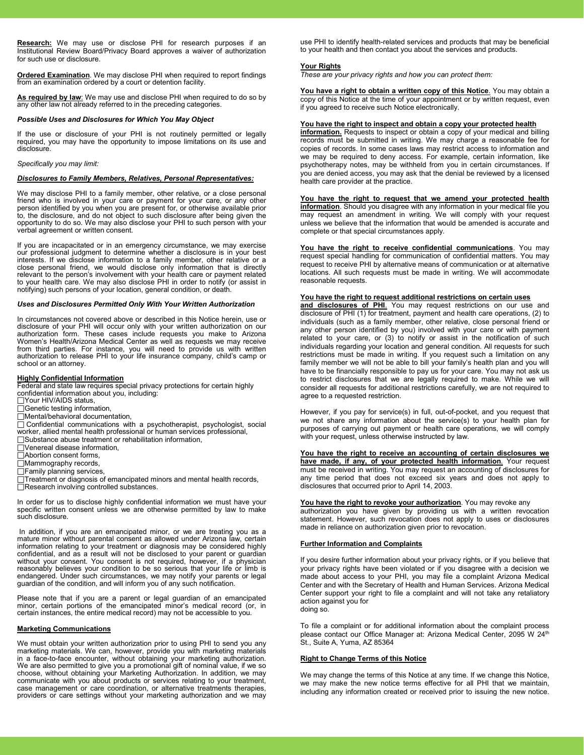**Research:** We may use or disclose PHI for research purposes if an Institutional Review Board/Privacy Board approves a waiver of authorization for such use or disclosure.

**Ordered Examination**. We may disclose PHI when required to report findings from an examination ordered by a court or detention facility.

**As required by law**: We may use and disclose PHI when required to do so by any other law not already referred to in the preceding categories.

***Possible Uses and Disclosures for Which You May Object***

If the use or disclosure of your PHI is not routinely permitted or legally required, you may have the opportunity to impose limitations on its use and disclosure.

*Specifically you may limit:*

***Disclosures to Family Members, Relatives, Personal Representatives:***

We may disclose PHI to a family member, other relative, or a close personal friend who is involved in your care or payment for your care, or any other person identified by you when you are present for, or otherwise available prior to, the disclosure, and do not object to such disclosure after being given the opportunity to do so. We may also disclose your PHI to such person with your verbal agreement or written consent.

If you are incapacitated or in an emergency circumstance, we may exercise our professional judgment to determine whether a disclosure is in your best interests. If we disclose information to a family member, other relative or a close personal friend, we would disclose only information that is directly relevant to the person's involvement with your health care or payment related to your health care. We may also disclose PHI in order to notify (or assist in notifying) such persons of your location, general condition, or death.

***Uses and Disclosures Permitted Only With Your Written Authorization***

In circumstances not covered above or described in this Notice herein, use or disclosure of your PHI will occur only with your written authorization on our authorization form. These cases include requests you make to Arizona Women's Health/Arizona Medical Center as well as requests we may receive from third parties. For instance, you will need to provide us with written authorization to release PHI to your life insurance company, child's camp or school or an attorney.

**Highly Confidential Information**

Federal and state law requires special privacy protections for certain highly confidential information about you, including:

- ☐Your HIV/AIDS status,
- ☐Genetic testing information,
- ☐Mental/behavioral documentation,
- ☐ Confidential communications with a psychotherapist, psychologist, social worker, allied mental health professional or human services professional,
- ☐Substance abuse treatment or rehabilitation information,
- ☐Venereal disease information,
- ☐Abortion consent forms,
- ☐Mammography records,
- ☐Family planning services,
- ☐Treatment or diagnosis of emancipated minors and mental health records,
- ☐Research involving controlled substances.

In order for us to disclose highly confidential information we must have your specific written consent unless we are otherwise permitted by law to make such disclosure.

In addition, if you are an emancipated minor, or we are treating you as a mature minor without parental consent as allowed under Arizona law, certain information relating to your treatment or diagnosis may be considered highly confidential, and as a result will not be disclosed to your parent or guardian without your consent. You consent is not required, however, if a physician reasonably believes your condition to be so serious that your life or limb is endangered. Under such circumstances, we may notify your parents or legal guardian of the condition, and will inform you of any such notification.

Please note that if you are a parent or legal guardian of an emancipated minor, certain portions of the emancipated minor's medical record (or, in certain instances, the entire medical record) may not be accessible to you.

**Marketing Communications**

We must obtain your written authorization prior to using PHI to send you any marketing materials. We can, however, provide you with marketing materials in a face-to-face encounter, without obtaining your marketing authorization. We are also permitted to give you a promotional gift of nominal value, if we so choose, without obtaining your Marketing Authorization. In addition, we may communicate with you about products or services relating to your treatment, case management or care coordination, or alternative treatments therapies, providers or care settings without your marketing authorization and we may use PHI to identify health-related services and products that may be beneficial to your health and then contact you about the services and products.

**Your Rights**

*These are your privacy rights and how you can protect them:*

**You have a right to obtain a written copy of this Notice**. You may obtain a copy of this Notice at the time of your appointment or by written request, even if you agreed to receive such Notice electronically.

**You have the right to inspect and obtain a copy your protected health information.** Requests to inspect or obtain a copy of your medical and billing records must be submitted in writing. We may charge a reasonable fee for copies of records. In some cases laws may restrict access to information and we may be required to deny access. For example, certain information, like psychotherapy notes, may be withheld from you in certain circumstances. If you are denied access, you may ask that the denial be reviewed by a licensed health care provider at the practice.

**You have the right to request that we amend your protected health information**. Should you disagree with any information in your medical file you may request an amendment in writing. We will comply with your request unless we believe that the information that would be amended is accurate and complete or that special circumstances apply.

**You have the right to receive confidential communications**. You may request special handling for communication of confidential matters. You may request to receive PHI by alternative means of communication or at alternative locations. All such requests must be made in writing. We will accommodate reasonable requests.

**You have the right to request additional restrictions on certain uses and disclosures of PHI**. You may request restrictions on our use and disclosure of PHI (1) for treatment, payment and health care operations, (2) to individuals (such as a family member, other relative, close personal friend or any other person identified by you) involved with your care or with payment related to your care, or (3) to notify or assist in the notification of such individuals regarding your location and general condition. All requests for such restrictions must be made in writing. If you request such a limitation on any family member we will not be able to bill your family's health plan and you will have to be financially responsible to pay us for your care. You may not ask us to restrict disclosures that we are legally required to make. While we will consider all requests for additional restrictions carefully, we are not required to agree to a requested restriction.

However, if you pay for service(s) in full, out-of-pocket, and you request that we not share any information about the service(s) to your health plan for purposes of carrying out payment or health care operations, we will comply with your request, unless otherwise instructed by law.

**You have the right to receive an accounting of certain disclosures we have made, if any, of your protected health information.** Your request must be received in writing. You may request an accounting of disclosures for any time period that does not exceed six years and does not apply to disclosures that occurred prior to April 14, 2003.

**You have the right to revoke your authorization**. You may revoke any authorization you have given by providing us with a written revocation statement. However, such revocation does not apply to uses or disclosures made in reliance on authorization given prior to revocation.

**Further Information and Complaints**

If you desire further information about your privacy rights, or if you believe that your privacy rights have been violated or if you disagree with a decision we made about access to your PHI, you may file a complaint Arizona Medical Center and with the Secretary of Health and Human Services. Arizona Medical Center support your right to file a complaint and will not take any retaliatory action against you for doing so.

To file a complaint or for additional information about the complaint process please contact our Office Manager at: Arizona Medical Center, 2095 W 24th St., Suite A, Yuma, AZ 85364

**Right to Change Terms of this Notice**

We may change the terms of this Notice at any time. If we change this Notice, we may make the new notice terms effective for all PHI that we maintain, including any information created or received prior to issuing the new notice.